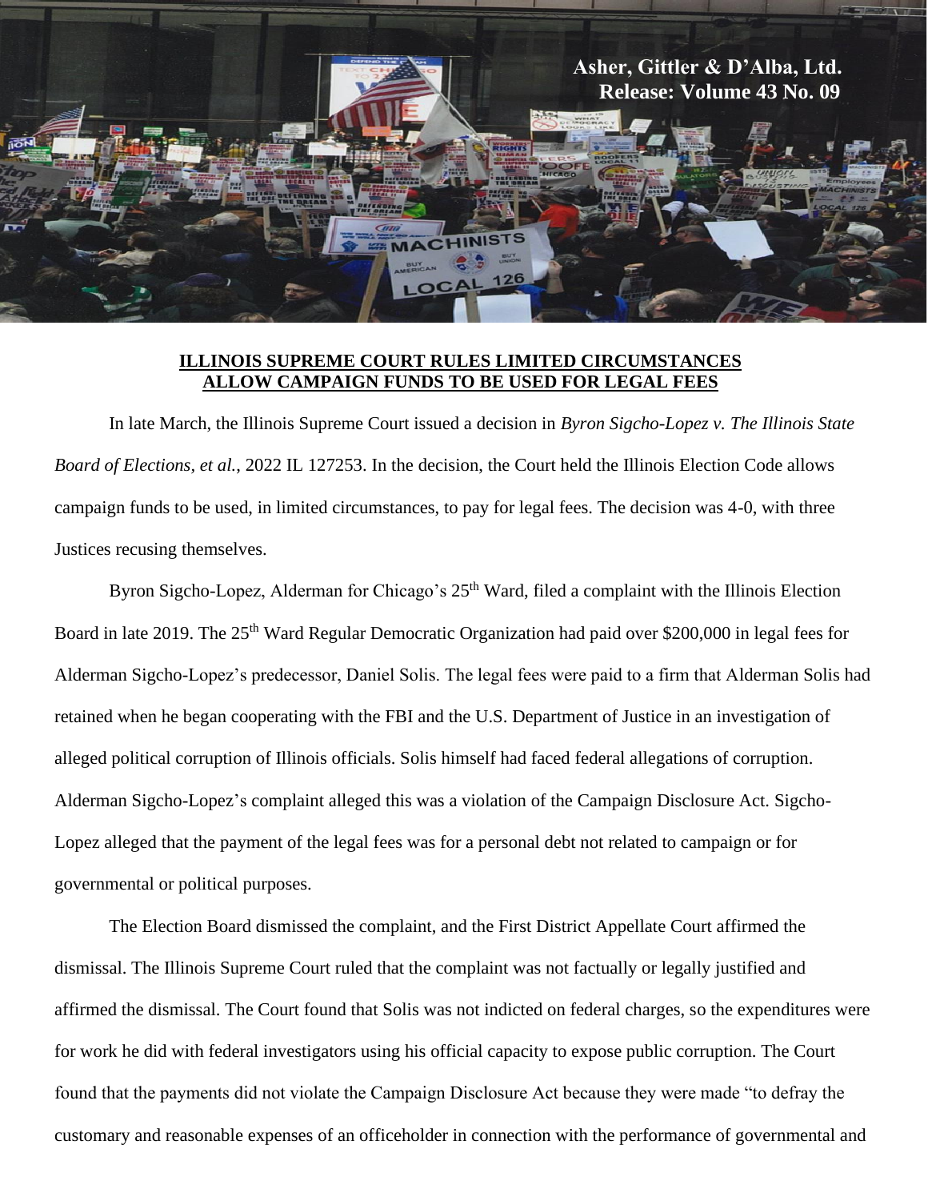**Asher, Gittler & D'Alba, Ltd.**
**Release: Volume 43 No. 09**

# ILLINOIS SUPREME COURT RULES LIMITED CIRCUMSTANCES ALLOW CAMPAIGN FUNDS TO BE USED FOR LEGAL FEES

In late March, the Illinois Supreme Court issued a decision in *Byron Sigcho-Lopez v. The Illinois State Board of Elections, et al.*, 2022 IL 127253. In the decision, the Court held the Illinois Election Code allows campaign funds to be used, in limited circumstances, to pay for legal fees. The decision was 4-0, with three Justices recusing themselves.

Byron Sigcho-Lopez, Alderman for Chicago's 25th Ward, filed a complaint with the Illinois Election Board in late 2019. The 25th Ward Regular Democratic Organization had paid over $200,000 in legal fees for Alderman Sigcho-Lopez's predecessor, Daniel Solis. The legal fees were paid to a firm that Alderman Solis had retained when he began cooperating with the FBI and the U.S. Department of Justice in an investigation of alleged political corruption of Illinois officials. Solis himself had faced federal allegations of corruption. Alderman Sigcho-Lopez's complaint alleged this was a violation of the Campaign Disclosure Act. Sigcho-Lopez alleged that the payment of the legal fees was for a personal debt not related to campaign or for governmental or political purposes.

The Election Board dismissed the complaint, and the First District Appellate Court affirmed the dismissal. The Illinois Supreme Court ruled that the complaint was not factually or legally justified and affirmed the dismissal. The Court found that Solis was not indicted on federal charges, so the expenditures were for work he did with federal investigators using his official capacity to expose public corruption. The Court found that the payments did not violate the Campaign Disclosure Act because they were made "to defray the customary and reasonable expenses of an officeholder in connection with the performance of governmental and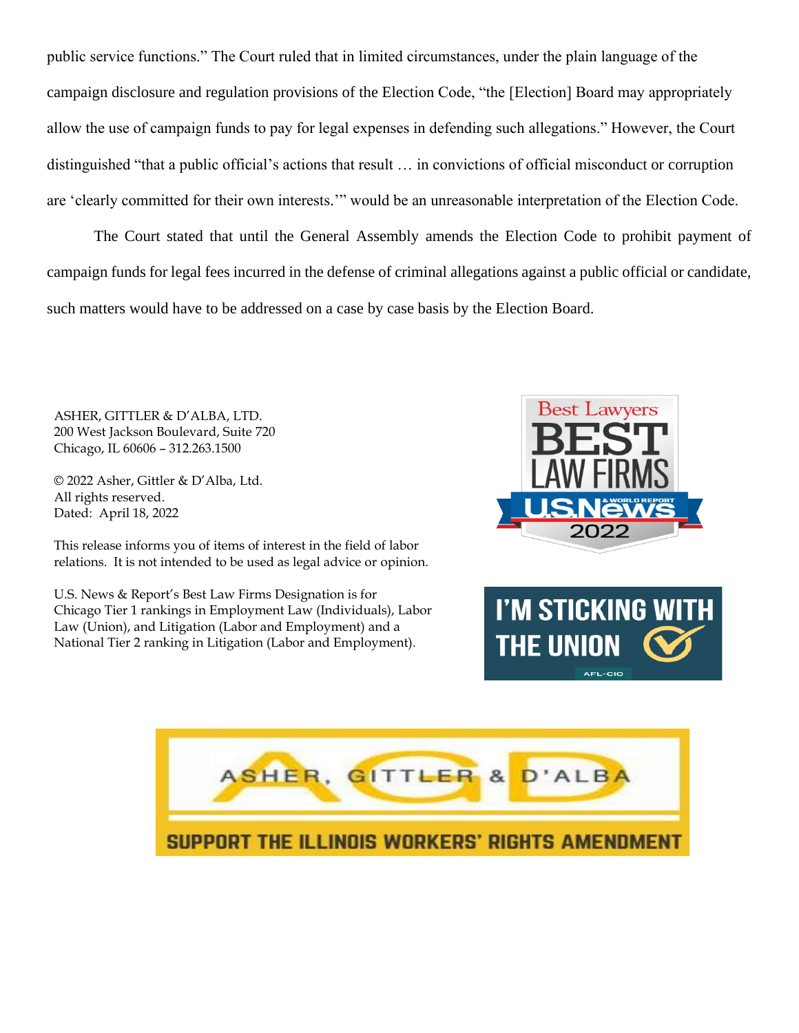public service functions." The Court ruled that in limited circumstances, under the plain language of the campaign disclosure and regulation provisions of the Election Code, "the [Election] Board may appropriately allow the use of campaign funds to pay for legal expenses in defending such allegations." However, the Court distinguished "that a public official's actions that result … in convictions of official misconduct or corruption are 'clearly committed for their own interests.'" would be an unreasonable interpretation of the Election Code.

The Court stated that until the General Assembly amends the Election Code to prohibit payment of campaign funds for legal fees incurred in the defense of criminal allegations against a public official or candidate, such matters would have to be addressed on a case by case basis by the Election Board.

ASHER, GITTLER & D'ALBA, LTD.
200 West Jackson Boulevard, Suite 720
Chicago, IL 60606 – 312.263.1500

© 2022 Asher, Gittler & D'Alba, Ltd.
All rights reserved.
Dated: April 18, 2022

This release informs you of items of interest in the field of labor relations. It is not intended to be used as legal advice or opinion.

U.S. News & Report's Best Law Firms Designation is for Chicago Tier 1 rankings in Employment Law (Individuals), Labor Law (Union), and Litigation (Labor and Employment) and a National Tier 2 ranking in Litigation (Labor and Employment).

Best Lawyers BEST LAW FIRMS U.S.News & WORLD REPORT 2022

I'M STICKING WITH THE UNION

AFL-CIO

ASHER, GITTLER & D'ALBA

SUPPORT THE ILLINOIS WORKERS' RIGHTS AMENDMENT